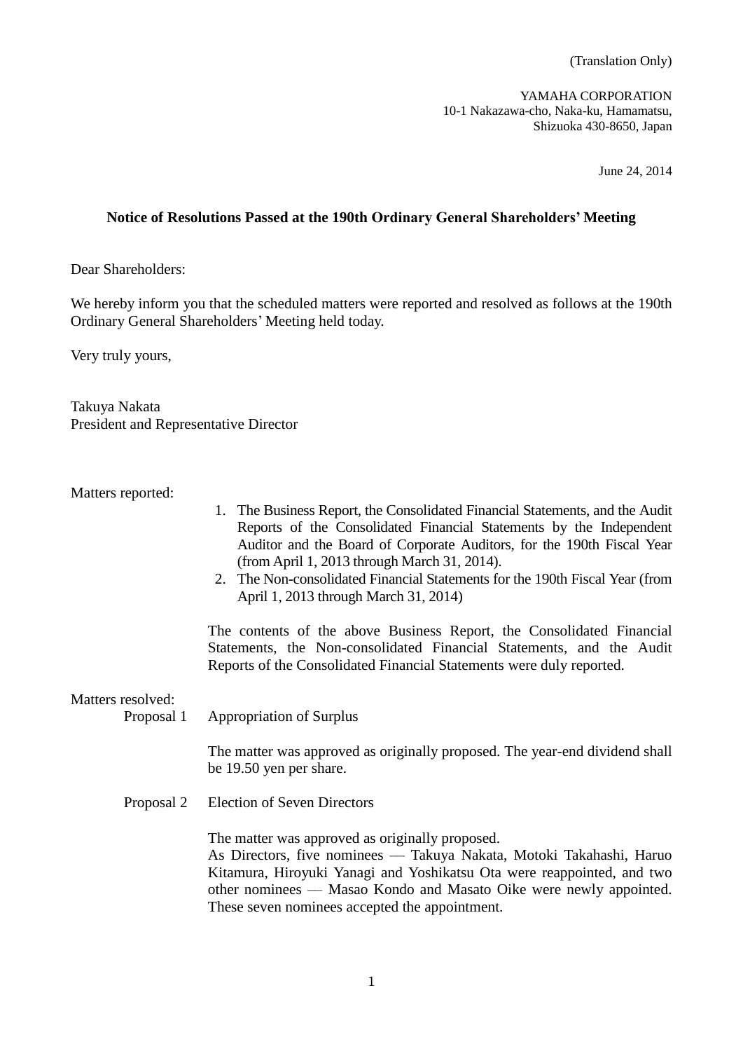(Translation Only)

YAMAHA CORPORATION
10-1 Nakazawa-cho, Naka-ku, Hamamatsu,
Shizuoka 430-8650, Japan

June 24, 2014

## Notice of Resolutions Passed at the 190th Ordinary General Shareholders' Meeting

Dear Shareholders:

We hereby inform you that the scheduled matters were reported and resolved as follows at the 190th Ordinary General Shareholders' Meeting held today.

Very truly yours,

Takuya Nakata
President and Representative Director

Matters reported:

1. The Business Report, the Consolidated Financial Statements, and the Audit Reports of the Consolidated Financial Statements by the Independent Auditor and the Board of Corporate Auditors, for the 190th Fiscal Year (from April 1, 2013 through March 31, 2014).
2. The Non-consolidated Financial Statements for the 190th Fiscal Year (from April 1, 2013 through March 31, 2014)

The contents of the above Business Report, the Consolidated Financial Statements, the Non-consolidated Financial Statements, and the Audit Reports of the Consolidated Financial Statements were duly reported.

Matters resolved:

Proposal 1 Appropriation of Surplus

The matter was approved as originally proposed. The year-end dividend shall be 19.50 yen per share.

Proposal 2 Election of Seven Directors

The matter was approved as originally proposed.
As Directors, five nominees — Takuya Nakata, Motoki Takahashi, Haruo Kitamura, Hiroyuki Yanagi and Yoshikatsu Ota were reappointed, and two other nominees — Masao Kondo and Masato Oike were newly appointed. These seven nominees accepted the appointment.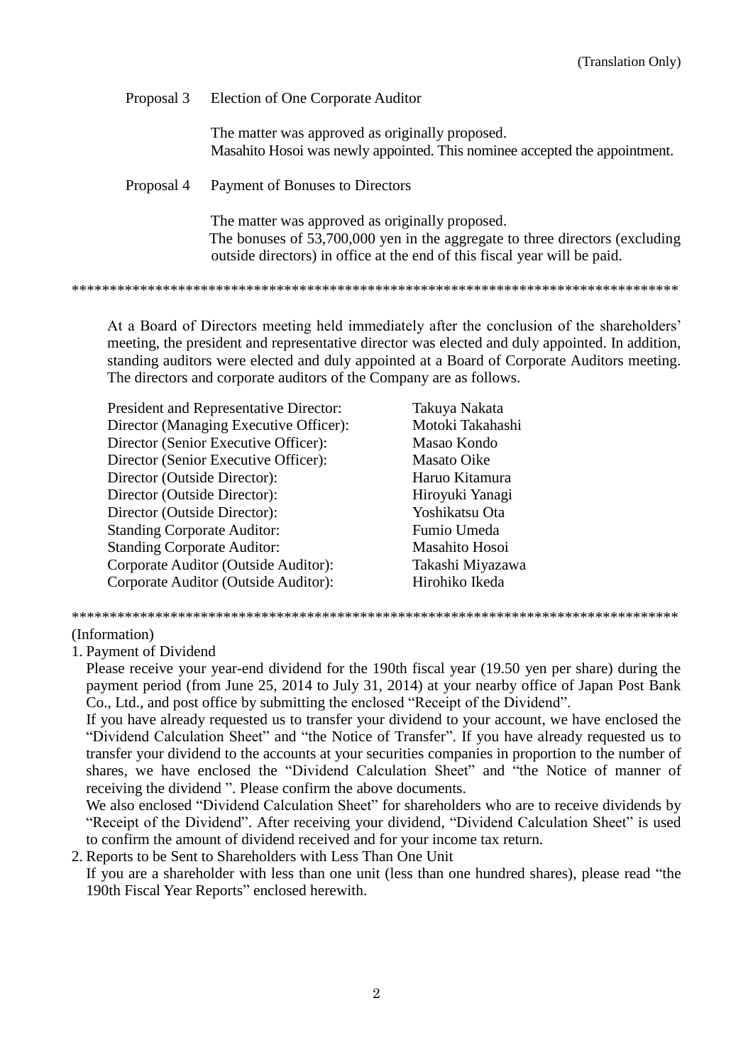(Translation Only)

Proposal 3 Election of One Corporate Auditor

The matter was approved as originally proposed.
Masahito Hosoi was newly appointed. This nominee accepted the appointment.

Proposal 4 Payment of Bonuses to Directors

The matter was approved as originally proposed.
The bonuses of 53,700,000 yen in the aggregate to three directors (excluding outside directors) in office at the end of this fiscal year will be paid.

**********************************************************************************

At a Board of Directors meeting held immediately after the conclusion of the shareholders' meeting, the president and representative director was elected and duly appointed. In addition, standing auditors were elected and duly appointed at a Board of Corporate Auditors meeting. The directors and corporate auditors of the Company are as follows.

| | |
|---|---|
| President and Representative Director: | Takuya Nakata |
| Director (Managing Executive Officer): | Motoki Takahashi |
| Director (Senior Executive Officer): | Masao Kondo |
| Director (Senior Executive Officer): | Masato Oike |
| Director (Outside Director): | Haruo Kitamura |
| Director (Outside Director): | Hiroyuki Yanagi |
| Director (Outside Director): | Yoshikatsu Ota |
| Standing Corporate Auditor: | Fumio Umeda |
| Standing Corporate Auditor: | Masahito Hosoi |
| Corporate Auditor (Outside Auditor): | Takashi Miyazawa |
| Corporate Auditor (Outside Auditor): | Hirohiko Ikeda |

**********************************************************************************

(Information)

1. Payment of Dividend
   Please receive your year-end dividend for the 190th fiscal year (19.50 yen per share) during the payment period (from June 25, 2014 to July 31, 2014) at your nearby office of Japan Post Bank Co., Ltd., and post office by submitting the enclosed "Receipt of the Dividend".
   If you have already requested us to transfer your dividend to your account, we have enclosed the "Dividend Calculation Sheet" and "the Notice of Transfer". If you have already requested us to transfer your dividend to the accounts at your securities companies in proportion to the number of shares, we have enclosed the "Dividend Calculation Sheet" and "the Notice of manner of receiving the dividend ". Please confirm the above documents.
   We also enclosed "Dividend Calculation Sheet" for shareholders who are to receive dividends by "Receipt of the Dividend". After receiving your dividend, "Dividend Calculation Sheet" is used to confirm the amount of dividend received and for your income tax return.
2. Reports to be Sent to Shareholders with Less Than One Unit
   If you are a shareholder with less than one unit (less than one hundred shares), please read "the 190th Fiscal Year Reports" enclosed herewith.